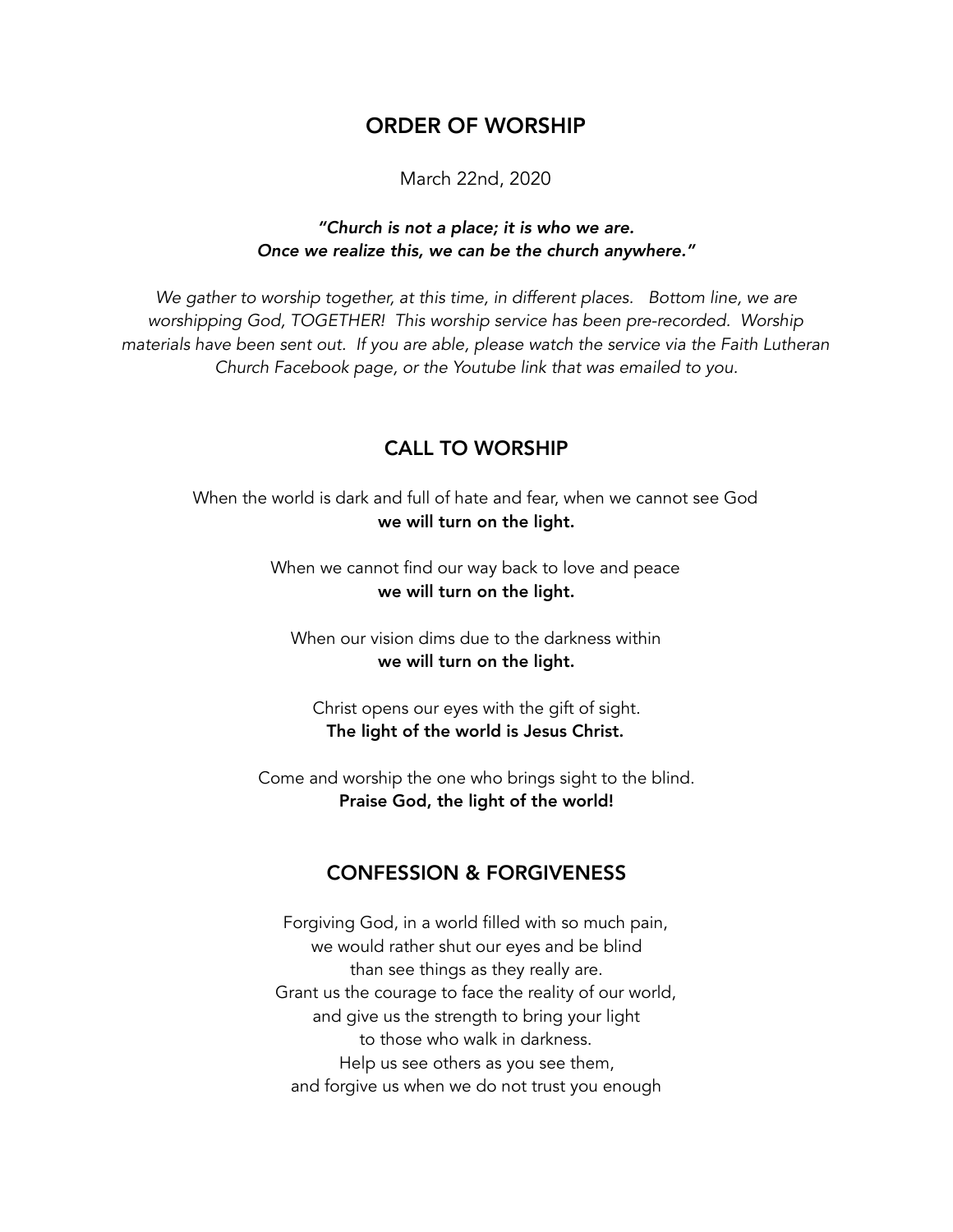# ORDER OF WORSHIP

March 22nd, 2020

***"Church is not a place; it is who we are.***
***Once we realize this, we can be the church anywhere."***

*We gather to worship together, at this time, in different places. Bottom line, we are worshipping God, TOGETHER! This worship service has been pre-recorded. Worship materials have been sent out. If you are able, please watch the service via the Faith Lutheran Church Facebook page, or the Youtube link that was emailed to you.*

## CALL TO WORSHIP

When the world is dark and full of hate and fear, when we cannot see God
**we will turn on the light.**

When we cannot find our way back to love and peace
**we will turn on the light.**

When our vision dims due to the darkness within
**we will turn on the light.**

Christ opens our eyes with the gift of sight.
**The light of the world is Jesus Christ.**

Come and worship the one who brings sight to the blind.
**Praise God, the light of the world!**

## CONFESSION & FORGIVENESS

Forgiving God, in a world filled with so much pain,
we would rather shut our eyes and be blind
than see things as they really are.
Grant us the courage to face the reality of our world,
and give us the strength to bring your light
to those who walk in darkness.
Help us see others as you see them,
and forgive us when we do not trust you enough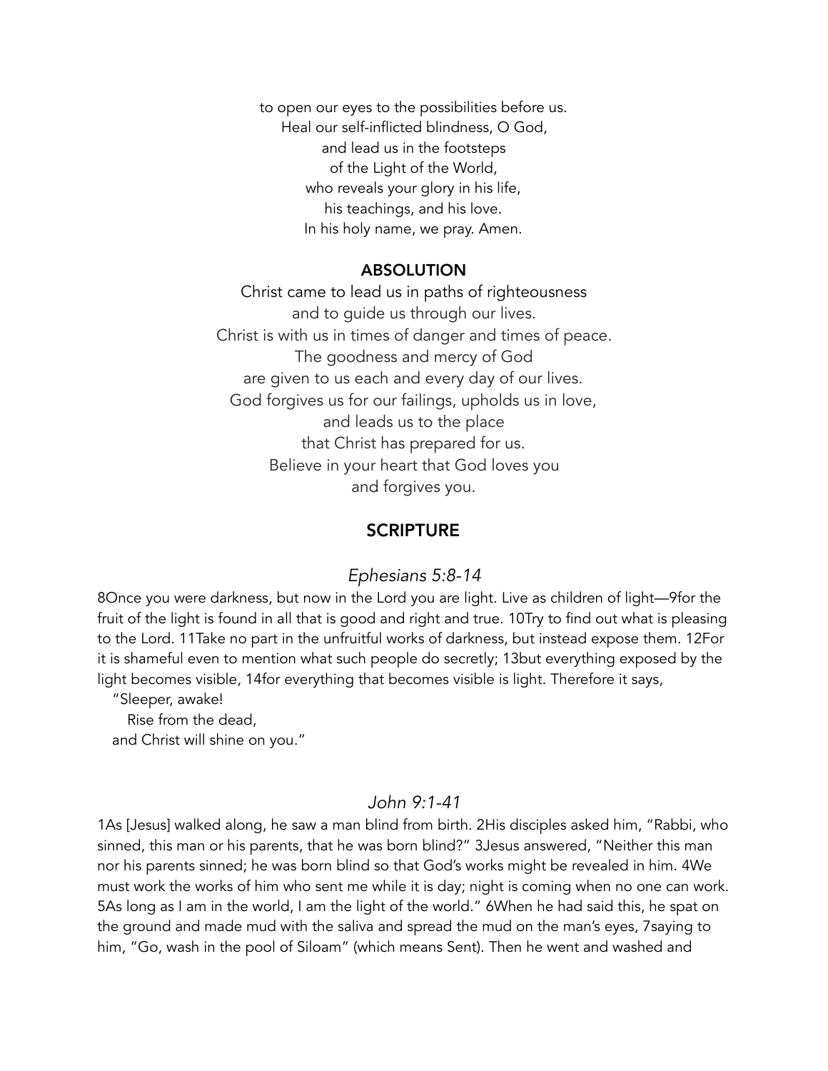to open our eyes to the possibilities before us.
Heal our self-inflicted blindness, O God,
and lead us in the footsteps
of the Light of the World,
who reveals your glory in his life,
his teachings, and his love.
In his holy name, we pray. Amen.

## ABSOLUTION

Christ came to lead us in paths of righteousness
and to guide us through our lives.
Christ is with us in times of danger and times of peace.
The goodness and mercy of God
are given to us each and every day of our lives.
God forgives us for our failings, upholds us in love,
and leads us to the place
that Christ has prepared for us.
Believe in your heart that God loves you
and forgives you.

## SCRIPTURE

### *Ephesians 5:8-14*

8Once you were darkness, but now in the Lord you are light. Live as children of light—9for the fruit of the light is found in all that is good and right and true. 10Try to find out what is pleasing to the Lord. 11Take no part in the unfruitful works of darkness, but instead expose them. 12For it is shameful even to mention what such people do secretly; 13but everything exposed by the light becomes visible, 14for everything that becomes visible is light. Therefore it says,

"Sleeper, awake!
Rise from the dead,
and Christ will shine on you."

### *John 9:1-41*

1As [Jesus] walked along, he saw a man blind from birth. 2His disciples asked him, "Rabbi, who sinned, this man or his parents, that he was born blind?" 3Jesus answered, "Neither this man nor his parents sinned; he was born blind so that God's works might be revealed in him. 4We must work the works of him who sent me while it is day; night is coming when no one can work. 5As long as I am in the world, I am the light of the world." 6When he had said this, he spat on the ground and made mud with the saliva and spread the mud on the man's eyes, 7saying to him, "Go, wash in the pool of Siloam" (which means Sent). Then he went and washed and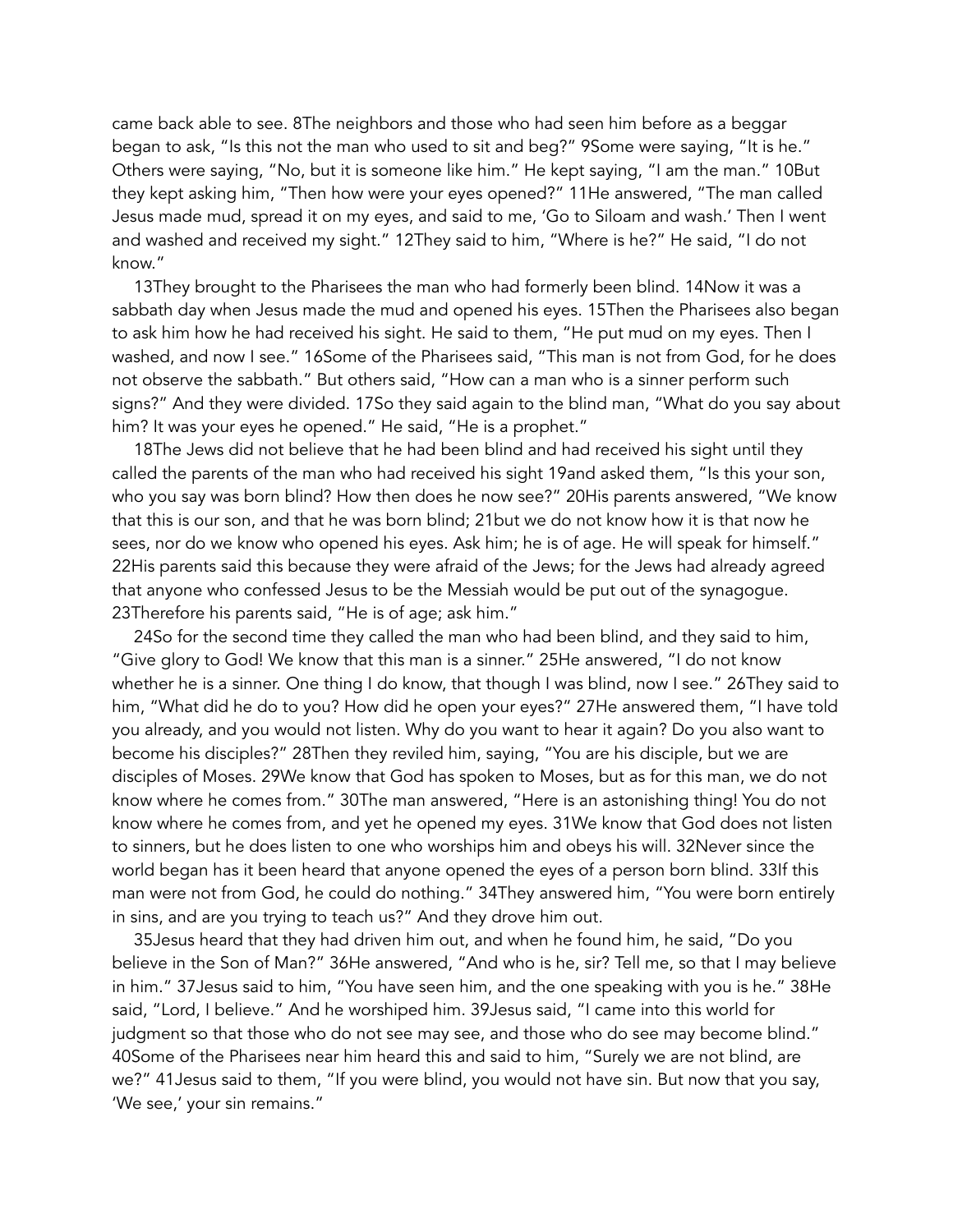came back able to see. 8The neighbors and those who had seen him before as a beggar began to ask, "Is this not the man who used to sit and beg?" 9Some were saying, "It is he." Others were saying, "No, but it is someone like him." He kept saying, "I am the man." 10But they kept asking him, "Then how were your eyes opened?" 11He answered, "The man called Jesus made mud, spread it on my eyes, and said to me, 'Go to Siloam and wash.' Then I went and washed and received my sight." 12They said to him, "Where is he?" He said, "I do not know."

13They brought to the Pharisees the man who had formerly been blind. 14Now it was a sabbath day when Jesus made the mud and opened his eyes. 15Then the Pharisees also began to ask him how he had received his sight. He said to them, "He put mud on my eyes. Then I washed, and now I see." 16Some of the Pharisees said, "This man is not from God, for he does not observe the sabbath." But others said, "How can a man who is a sinner perform such signs?" And they were divided. 17So they said again to the blind man, "What do you say about him? It was your eyes he opened." He said, "He is a prophet."

18The Jews did not believe that he had been blind and had received his sight until they called the parents of the man who had received his sight 19and asked them, "Is this your son, who you say was born blind? How then does he now see?" 20His parents answered, "We know that this is our son, and that he was born blind; 21but we do not know how it is that now he sees, nor do we know who opened his eyes. Ask him; he is of age. He will speak for himself." 22His parents said this because they were afraid of the Jews; for the Jews had already agreed that anyone who confessed Jesus to be the Messiah would be put out of the synagogue. 23Therefore his parents said, "He is of age; ask him."

24So for the second time they called the man who had been blind, and they said to him, "Give glory to God! We know that this man is a sinner." 25He answered, "I do not know whether he is a sinner. One thing I do know, that though I was blind, now I see." 26They said to him, "What did he do to you? How did he open your eyes?" 27He answered them, "I have told you already, and you would not listen. Why do you want to hear it again? Do you also want to become his disciples?" 28Then they reviled him, saying, "You are his disciple, but we are disciples of Moses. 29We know that God has spoken to Moses, but as for this man, we do not know where he comes from." 30The man answered, "Here is an astonishing thing! You do not know where he comes from, and yet he opened my eyes. 31We know that God does not listen to sinners, but he does listen to one who worships him and obeys his will. 32Never since the world began has it been heard that anyone opened the eyes of a person born blind. 33If this man were not from God, he could do nothing." 34They answered him, "You were born entirely in sins, and are you trying to teach us?" And they drove him out.

35Jesus heard that they had driven him out, and when he found him, he said, "Do you believe in the Son of Man?" 36He answered, "And who is he, sir? Tell me, so that I may believe in him." 37Jesus said to him, "You have seen him, and the one speaking with you is he." 38He said, "Lord, I believe." And he worshiped him. 39Jesus said, "I came into this world for judgment so that those who do not see may see, and those who do see may become blind." 40Some of the Pharisees near him heard this and said to him, "Surely we are not blind, are we?" 41Jesus said to them, "If you were blind, you would not have sin. But now that you say, 'We see,' your sin remains."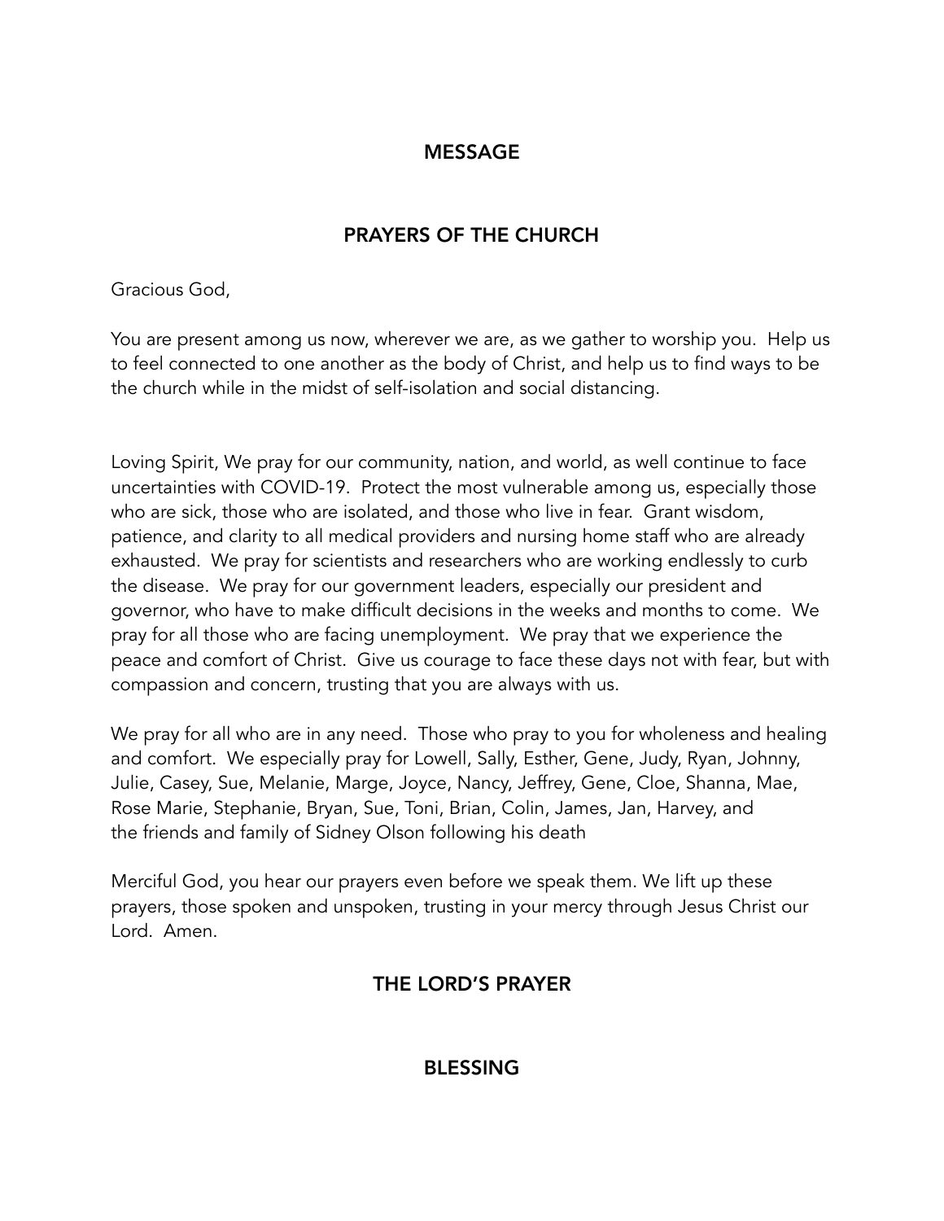## MESSAGE

## PRAYERS OF THE CHURCH

Gracious God,

You are present among us now, wherever we are, as we gather to worship you. Help us to feel connected to one another as the body of Christ, and help us to find ways to be the church while in the midst of self-isolation and social distancing.

Loving Spirit, We pray for our community, nation, and world, as well continue to face uncertainties with COVID-19. Protect the most vulnerable among us, especially those who are sick, those who are isolated, and those who live in fear. Grant wisdom, patience, and clarity to all medical providers and nursing home staff who are already exhausted. We pray for scientists and researchers who are working endlessly to curb the disease. We pray for our government leaders, especially our president and governor, who have to make difficult decisions in the weeks and months to come. We pray for all those who are facing unemployment. We pray that we experience the peace and comfort of Christ. Give us courage to face these days not with fear, but with compassion and concern, trusting that you are always with us.

We pray for all who are in any need. Those who pray to you for wholeness and healing and comfort. We especially pray for Lowell, Sally, Esther, Gene, Judy, Ryan, Johnny, Julie, Casey, Sue, Melanie, Marge, Joyce, Nancy, Jeffrey, Gene, Cloe, Shanna, Mae, Rose Marie, Stephanie, Bryan, Sue, Toni, Brian, Colin, James, Jan, Harvey, and the friends and family of Sidney Olson following his death

Merciful God, you hear our prayers even before we speak them. We lift up these prayers, those spoken and unspoken, trusting in your mercy through Jesus Christ our Lord. Amen.

## THE LORD'S PRAYER

## BLESSING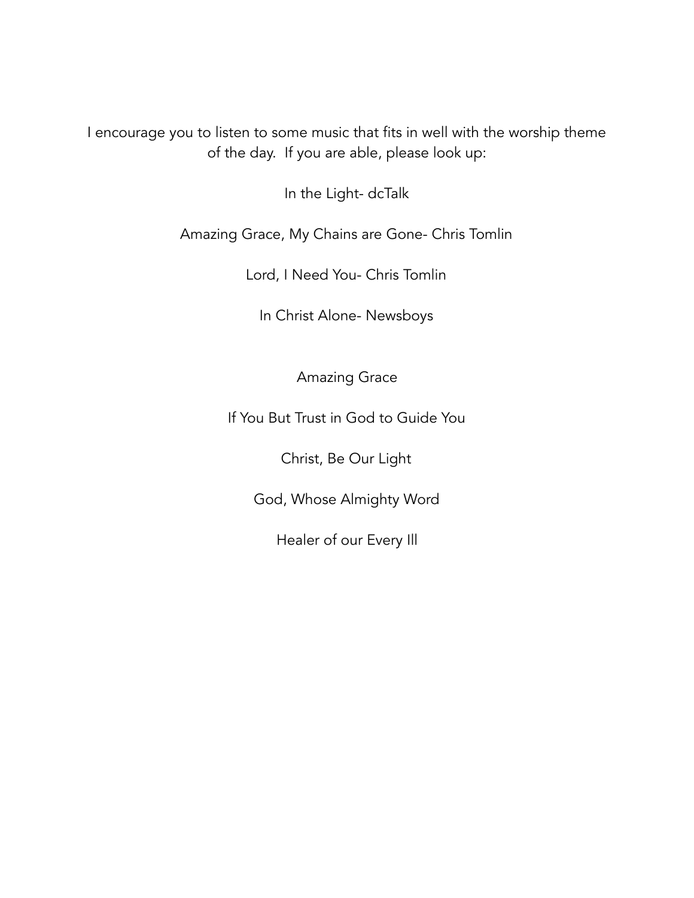I encourage you to listen to some music that fits in well with the worship theme of the day. If you are able, please look up:

In the Light- dcTalk

Amazing Grace, My Chains are Gone- Chris Tomlin

Lord, I Need You- Chris Tomlin

In Christ Alone- Newsboys

Amazing Grace

If You But Trust in God to Guide You

Christ, Be Our Light

God, Whose Almighty Word

Healer of our Every Ill